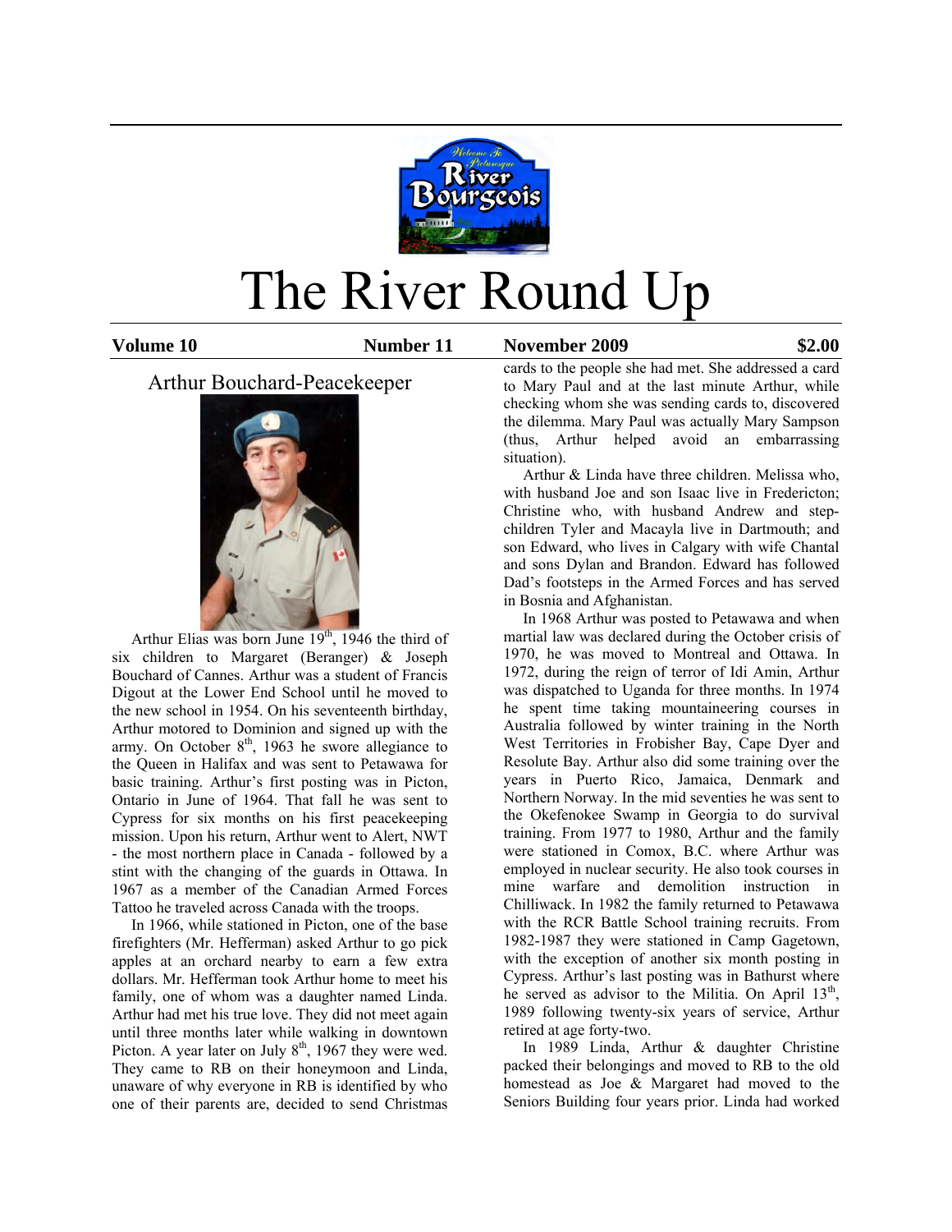# The River Round Up

**Volume 10** **Number 11** **November 2009** **$2.00**

## Arthur Bouchard-Peacekeeper

Arthur Elias was born June 19th, 1946 the third of six children to Margaret (Beranger) & Joseph Bouchard of Cannes. Arthur was a student of Francis Digout at the Lower End School until he moved to the new school in 1954. On his seventeenth birthday, Arthur motored to Dominion and signed up with the army. On October 8th, 1963 he swore allegiance to the Queen in Halifax and was sent to Petawawa for basic training. Arthur's first posting was in Picton, Ontario in June of 1964. That fall he was sent to Cypress for six months on his first peacekeeping mission. Upon his return, Arthur went to Alert, NWT - the most northern place in Canada - followed by a stint with the changing of the guards in Ottawa. In 1967 as a member of the Canadian Armed Forces Tattoo he traveled across Canada with the troops.

In 1966, while stationed in Picton, one of the base firefighters (Mr. Hefferman) asked Arthur to go pick apples at an orchard nearby to earn a few extra dollars. Mr. Hefferman took Arthur home to meet his family, one of whom was a daughter named Linda. Arthur had met his true love. They did not meet again until three months later while walking in downtown Picton. A year later on July 8th, 1967 they were wed. They came to RB on their honeymoon and Linda, unaware of why everyone in RB is identified by who one of their parents are, decided to send Christmas cards to the people she had met. She addressed a card to Mary Paul and at the last minute Arthur, while checking whom she was sending cards to, discovered the dilemma. Mary Paul was actually Mary Sampson (thus, Arthur helped avoid an embarrassing situation).

Arthur & Linda have three children. Melissa who, with husband Joe and son Isaac live in Fredericton; Christine who, with husband Andrew and step-children Tyler and Macayla live in Dartmouth; and son Edward, who lives in Calgary with wife Chantal and sons Dylan and Brandon. Edward has followed Dad's footsteps in the Armed Forces and has served in Bosnia and Afghanistan.

In 1968 Arthur was posted to Petawawa and when martial law was declared during the October crisis of 1970, he was moved to Montreal and Ottawa. In 1972, during the reign of terror of Idi Amin, Arthur was dispatched to Uganda for three months. In 1974 he spent time taking mountaineering courses in Australia followed by winter training in the North West Territories in Frobisher Bay, Cape Dyer and Resolute Bay. Arthur also did some training over the years in Puerto Rico, Jamaica, Denmark and Northern Norway. In the mid seventies he was sent to the Okefenokee Swamp in Georgia to do survival training. From 1977 to 1980, Arthur and the family were stationed in Comox, B.C. where Arthur was employed in nuclear security. He also took courses in mine warfare and demolition instruction in Chilliwack. In 1982 the family returned to Petawawa with the RCR Battle School training recruits. From 1982-1987 they were stationed in Camp Gagetown, with the exception of another six month posting in Cypress. Arthur's last posting was in Bathurst where he served as advisor to the Militia. On April 13th, 1989 following twenty-six years of service, Arthur retired at age forty-two.

In 1989 Linda, Arthur & daughter Christine packed their belongings and moved to RB to the old homestead as Joe & Margaret had moved to the Seniors Building four years prior. Linda had worked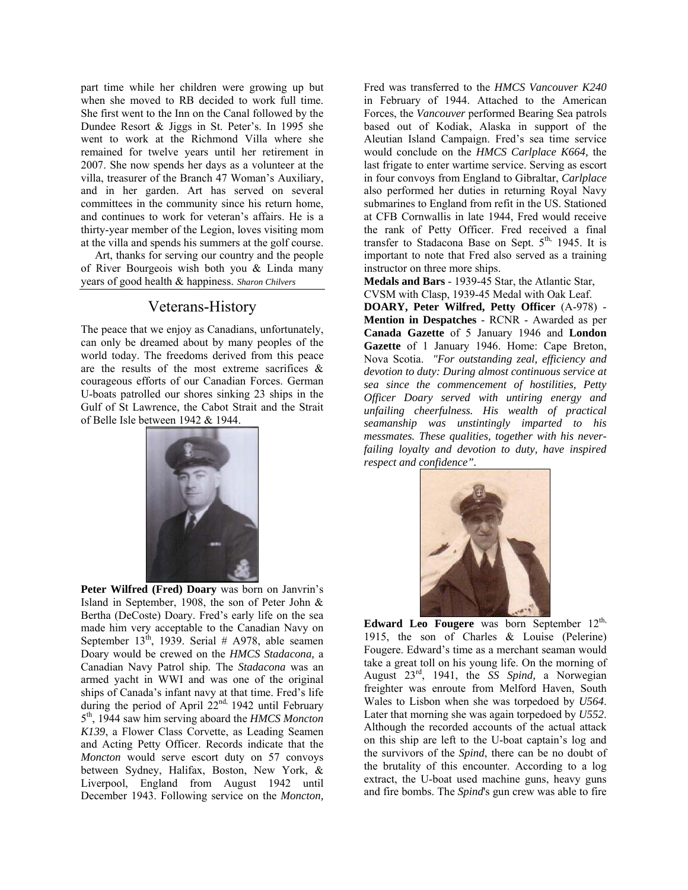part time while her children were growing up but when she moved to RB decided to work full time. She first went to the Inn on the Canal followed by the Dundee Resort & Jiggs in St. Peter's. In 1995 she went to work at the Richmond Villa where she remained for twelve years until her retirement in 2007. She now spends her days as a volunteer at the villa, treasurer of the Branch 47 Woman's Auxiliary, and in her garden. Art has served on several committees in the community since his return home, and continues to work for veteran's affairs. He is a thirty-year member of the Legion, loves visiting mom at the villa and spends his summers at the golf course.

Art, thanks for serving our country and the people of River Bourgeois wish both you & Linda many years of good health & happiness. *Sharon Chilvers*

## Veterans-History

The peace that we enjoy as Canadians, unfortunately, can only be dreamed about by many peoples of the world today. The freedoms derived from this peace are the results of the most extreme sacrifices & courageous efforts of our Canadian Forces. German U-boats patrolled our shores sinking 23 ships in the Gulf of St Lawrence, the Cabot Strait and the Strait of Belle Isle between 1942 & 1944.

**Peter Wilfred (Fred) Doary** was born on Janvrin's Island in September, 1908, the son of Peter John & Bertha (DeCoste) Doary. Fred's early life on the sea made him very acceptable to the Canadian Navy on September 13th, 1939. Serial # A978, able seamen Doary would be crewed on the *HMCS Stadacona,* a Canadian Navy Patrol ship. The *Stadacona* was an armed yacht in WWI and was one of the original ships of Canada's infant navy at that time. Fred's life during the period of April 22nd, 1942 until February 5th, 1944 saw him serving aboard the *HMCS Moncton K139*, a Flower Class Corvette, as Leading Seamen and Acting Petty Officer. Records indicate that the *Moncton* would serve escort duty on 57 convoys between Sydney, Halifax, Boston, New York, & Liverpool, England from August 1942 until December 1943. Following service on the *Moncton,* Fred was transferred to the *HMCS Vancouver K240* in February of 1944. Attached to the American Forces, the *Vancouver* performed Bearing Sea patrols based out of Kodiak, Alaska in support of the Aleutian Island Campaign. Fred's sea time service would conclude on the *HMCS Carlplace K664,* the last frigate to enter wartime service. Serving as escort in four convoys from England to Gibraltar, *Carlplace* also performed her duties in returning Royal Navy submarines to England from refit in the US. Stationed at CFB Cornwallis in late 1944, Fred would receive the rank of Petty Officer. Fred received a final transfer to Stadacona Base on Sept. 5th, 1945. It is important to note that Fred also served as a training instructor on three more ships.

**Medals and Bars** - 1939-45 Star, the Atlantic Star, CVSM with Clasp, 1939-45 Medal with Oak Leaf.

**DOARY, Peter Wilfred, Petty Officer** (A-978) - **Mention in Despatches** - RCNR - Awarded as per **Canada Gazette** of 5 January 1946 and **London Gazette** of 1 January 1946. Home: Cape Breton, Nova Scotia. *"For outstanding zeal, efficiency and devotion to duty: During almost continuous service at sea since the commencement of hostilities, Petty Officer Doary served with untiring energy and unfailing cheerfulness. His wealth of practical seamanship was unstintingly imparted to his messmates. These qualities, together with his never-failing loyalty and devotion to duty, have inspired respect and confidence".*

**Edward Leo Fougere** was born September 12th, 1915, the son of Charles & Louise (Pelerine) Fougere. Edward's time as a merchant seaman would take a great toll on his young life. On the morning of August 23rd, 1941, the *SS Spind,* a Norwegian freighter was enroute from Melford Haven, South Wales to Lisbon when she was torpedoed by *U564*. Later that morning she was again torpedoed by *U552*. Although the recorded accounts of the actual attack on this ship are left to the U-boat captain's log and the survivors of the *Spind*, there can be no doubt of the brutality of this encounter. According to a log extract, the U-boat used machine guns, heavy guns and fire bombs. The *Spind*'s gun crew was able to fire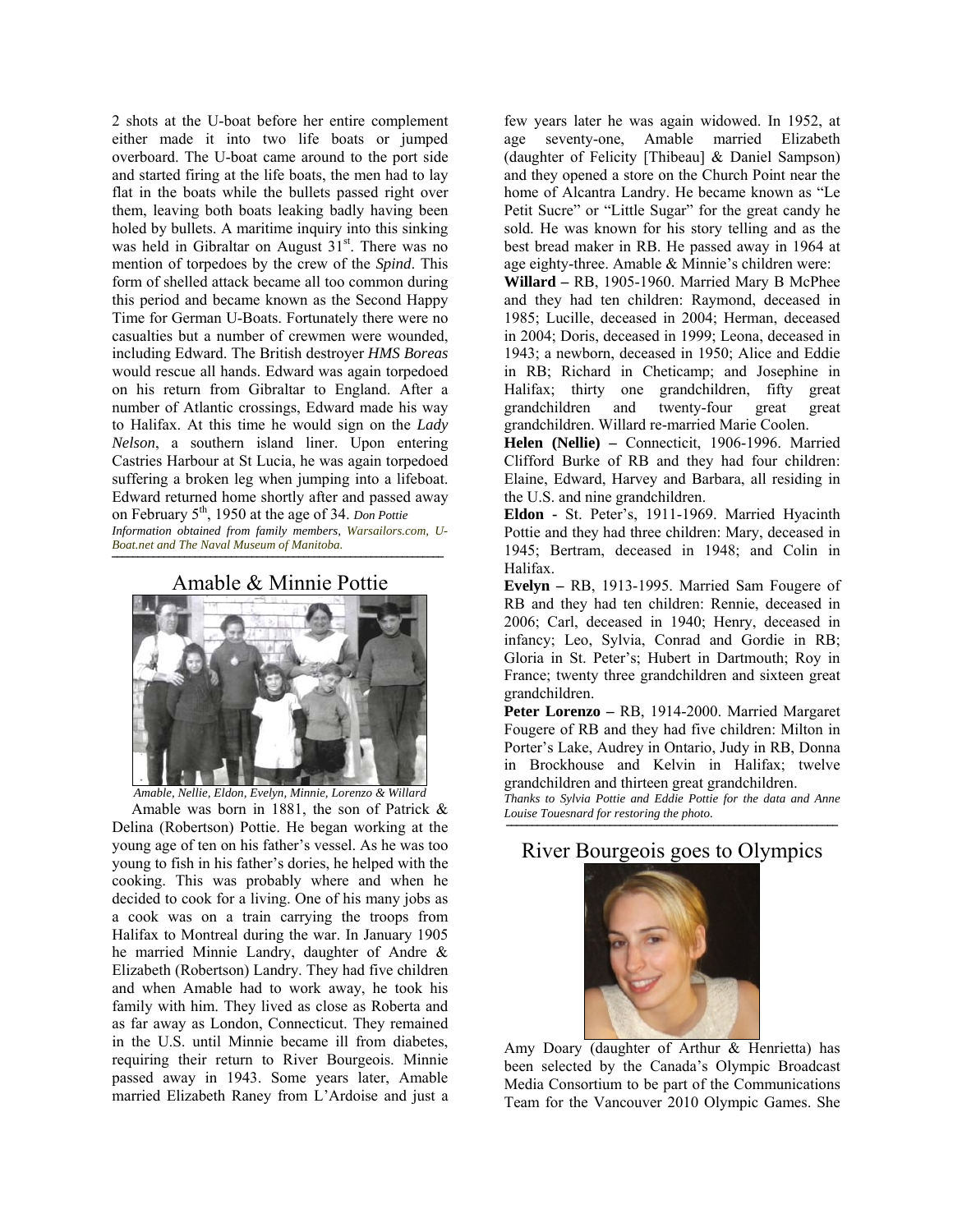2 shots at the U-boat before her entire complement either made it into two life boats or jumped overboard. The U-boat came around to the port side and started firing at the life boats, the men had to lay flat in the boats while the bullets passed right over them, leaving both boats leaking badly having been holed by bullets. A maritime inquiry into this sinking was held in Gibraltar on August 31st. There was no mention of torpedoes by the crew of the *Spind*. This form of shelled attack became all too common during this period and became known as the Second Happy Time for German U-Boats. Fortunately there were no casualties but a number of crewmen were wounded, including Edward. The British destroyer *HMS Boreas* would rescue all hands. Edward was again torpedoed on his return from Gibraltar to England. After a number of Atlantic crossings, Edward made his way to Halifax. At this time he would sign on the *Lady Nelson*, a southern island liner. Upon entering Castries Harbour at St Lucia, he was again torpedoed suffering a broken leg when jumping into a lifeboat. Edward returned home shortly after and passed away on February 5th, 1950 at the age of 34. *Don Pottie*

*Information obtained from family members, Warsailors.com, U-Boat.net and The Naval Museum of Manitoba.*

## Amable & Minnie Pottie

*Amable, Nellie, Eldon, Evelyn, Minnie, Lorenzo & Willard*

Amable was born in 1881, the son of Patrick & Delina (Robertson) Pottie. He began working at the young age of ten on his father's vessel. As he was too young to fish in his father's dories, he helped with the cooking. This was probably where and when he decided to cook for a living. One of his many jobs as a cook was on a train carrying the troops from Halifax to Montreal during the war. In January 1905 he married Minnie Landry, daughter of Andre & Elizabeth (Robertson) Landry. They had five children and when Amable had to work away, he took his family with him. They lived as close as Roberta and as far away as London, Connecticut. They remained in the U.S. until Minnie became ill from diabetes, requiring their return to River Bourgeois. Minnie passed away in 1943. Some years later, Amable married Elizabeth Raney from L'Ardoise and just a few years later he was again widowed. In 1952, at age seventy-one, Amable married Elizabeth (daughter of Felicity [Thibeau] & Daniel Sampson) and they opened a store on the Church Point near the home of Alcantra Landry. He became known as "Le Petit Sucre" or "Little Sugar" for the great candy he sold. He was known for his story telling and as the best bread maker in RB. He passed away in 1964 at age eighty-three. Amable & Minnie's children were:

**Willard –** RB, 1905-1960. Married Mary B McPhee and they had ten children: Raymond, deceased in 1985; Lucille, deceased in 2004; Herman, deceased in 2004; Doris, deceased in 1999; Leona, deceased in 1943; a newborn, deceased in 1950; Alice and Eddie in RB; Richard in Cheticamp; and Josephine in Halifax; thirty one grandchildren, fifty great grandchildren and twenty-four great great grandchildren. Willard re-married Marie Coolen.

**Helen (Nellie) –** Connecticit, 1906-1996. Married Clifford Burke of RB and they had four children: Elaine, Edward, Harvey and Barbara, all residing in the U.S. and nine grandchildren.

**Eldon** - St. Peter's, 1911-1969. Married Hyacinth Pottie and they had three children: Mary, deceased in 1945; Bertram, deceased in 1948; and Colin in Halifax.

**Evelyn –** RB, 1913-1995. Married Sam Fougere of RB and they had ten children: Rennie, deceased in 2006; Carl, deceased in 1940; Henry, deceased in infancy; Leo, Sylvia, Conrad and Gordie in RB; Gloria in St. Peter's; Hubert in Dartmouth; Roy in France; twenty three grandchildren and sixteen great grandchildren.

**Peter Lorenzo –** RB, 1914-2000. Married Margaret Fougere of RB and they had five children: Milton in Porter's Lake, Audrey in Ontario, Judy in RB, Donna in Brockhouse and Kelvin in Halifax; twelve grandchildren and thirteen great grandchildren.

***Thanks to Sylvia Pottie and Eddie Pottie for the data and Anne Louise Touesnard for restoring the photo.***

## River Bourgeois goes to Olympics

Amy Doary (daughter of Arthur & Henrietta) has been selected by the Canada's Olympic Broadcast Media Consortium to be part of the Communications Team for the Vancouver 2010 Olympic Games. She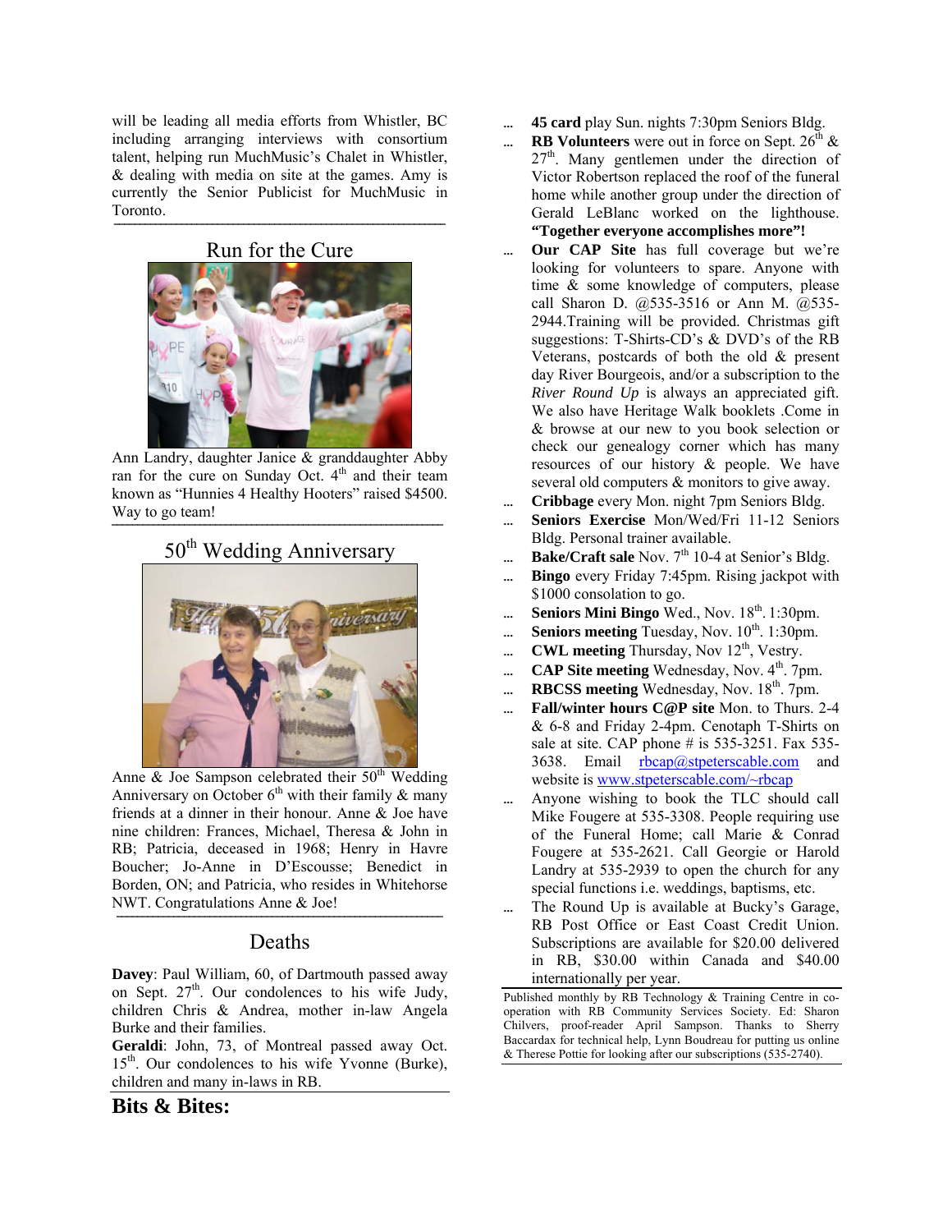will be leading all media efforts from Whistler, BC including arranging interviews with consortium talent, helping run MuchMusic's Chalet in Whistler, & dealing with media on site at the games. Amy is currently the Senior Publicist for MuchMusic in Toronto.

## Run for the Cure

Ann Landry, daughter Janice & granddaughter Abby ran for the cure on Sunday Oct. 4th and their team known as "Hunnies 4 Healthy Hooters" raised $4500. Way to go team!

## 50th Wedding Anniversary

Anne & Joe Sampson celebrated their 50th Wedding Anniversary on October 6th with their family & many friends at a dinner in their honour. Anne & Joe have nine children: Frances, Michael, Theresa & John in RB; Patricia, deceased in 1968; Henry in Havre Boucher; Jo-Anne in D'Escousse; Benedict in Borden, ON; and Patricia, who resides in Whitehorse NWT. Congratulations Anne & Joe!

## Deaths

**Davey**: Paul William, 60, of Dartmouth passed away on Sept. 27th. Our condolences to his wife Judy, children Chris & Andrea, mother in-law Angela Burke and their families.

**Geraldi**: John, 73, of Montreal passed away Oct. 15th. Our condolences to his wife Yvonne (Burke), children and many in-laws in RB.

# Bits & Bites:

- **45 card** play Sun. nights 7:30pm Seniors Bldg.
- **RB Volunteers** were out in force on Sept. 26th & 27th. Many gentlemen under the direction of Victor Robertson replaced the roof of the funeral home while another group under the direction of Gerald LeBlanc worked on the lighthouse. **"Together everyone accomplishes more"!**
- **Our CAP Site** has full coverage but we're looking for volunteers to spare. Anyone with time & some knowledge of computers, please call Sharon D. @535-3516 or Ann M. @535-2944.Training will be provided. Christmas gift suggestions: T-Shirts-CD's & DVD's of the RB Veterans, postcards of both the old & present day River Bourgeois, and/or a subscription to the *River Round Up* is always an appreciated gift. We also have Heritage Walk booklets .Come in & browse at our new to you book selection or check our genealogy corner which has many resources of our history & people. We have several old computers & monitors to give away.
- **Cribbage** every Mon. night 7pm Seniors Bldg.
- **Seniors Exercise** Mon/Wed/Fri 11-12 Seniors Bldg. Personal trainer available.
- **Bake/Craft sale** Nov. 7th 10-4 at Senior's Bldg.
- **Bingo** every Friday 7:45pm. Rising jackpot with $1000 consolation to go.
- **Seniors Mini Bingo** Wed., Nov. 18th. 1:30pm.
- **Seniors meeting** Tuesday, Nov. 10th. 1:30pm.
- **CWL meeting** Thursday, Nov 12th, Vestry.
- **CAP Site meeting** Wednesday, Nov. 4th. 7pm.
- **RBCSS meeting** Wednesday, Nov. 18th. 7pm.
- **Fall/winter hours C@P site** Mon. to Thurs. 2-4 & 6-8 and Friday 2-4pm. Cenotaph T-Shirts on sale at site. CAP phone # is 535-3251. Fax 535-3638. Email rbcap@stpeterscable.com and website is www.stpeterscable.com/~rbcap
- Anyone wishing to book the TLC should call Mike Fougere at 535-3308. People requiring use of the Funeral Home; call Marie & Conrad Fougere at 535-2621. Call Georgie or Harold Landry at 535-2939 to open the church for any special functions i.e. weddings, baptisms, etc.
- The Round Up is available at Bucky's Garage, RB Post Office or East Coast Credit Union. Subscriptions are available for $20.00 delivered in RB, $30.00 within Canada and $40.00 internationally per year.

Published monthly by RB Technology & Training Centre in co-operation with RB Community Services Society. Ed: Sharon Chilvers, proof-reader April Sampson. Thanks to Sherry Baccardax for technical help, Lynn Boudreau for putting us online & Therese Pottie for looking after our subscriptions (535-2740).